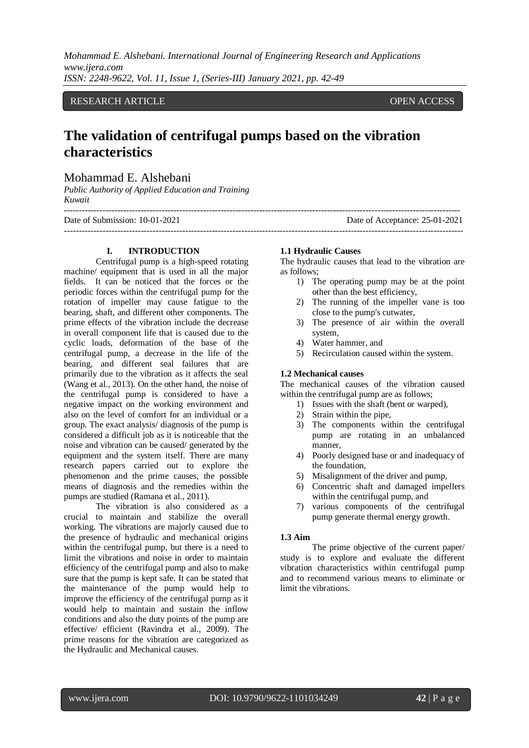RESEARCH ARTICLE OPEN ACCESS

# The validation of centrifugal pumps based on the vibration characteristics

Mohammad E. Alshebani

*Public Authority of Applied Education and Training*
*Kuwait*

Date of Submission: 10-01-2021 Date of Acceptance: 25-01-2021

## I. INTRODUCTION

Centrifugal pump is a high-speed rotating machine/ equipment that is used in all the major fields. It can be noticed that the forces or the periodic forces within the centrifugal pump for the rotation of impeller may cause fatigue to the bearing, shaft, and different other components. The prime effects of the vibration include the decrease in overall component life that is caused due to the cyclic loads, deformation of the base of the centrifugal pump, a decrease in the life of the bearing, and different seal failures that are primarily due to the vibration as it affects the seal (Wang et al., 2013). On the other hand, the noise of the centrifugal pump is considered to have a negative impact on the working environment and also on the level of comfort for an individual or a group. The exact analysis/ diagnosis of the pump is considered a difficult job as it is noticeable that the noise and vibration can be caused/ generated by the equipment and the system itself. There are many research papers carried out to explore the phenomenon and the prime causes, the possible means of diagnosis and the remedies within the pumps are studied (Ramana et al., 2011).

The vibration is also considered as a crucial to maintain and stabilize the overall working. The vibrations are majorly caused due to the presence of hydraulic and mechanical origins within the centrifugal pump, but there is a need to limit the vibrations and noise in order to maintain efficiency of the centrifugal pump and also to make sure that the pump is kept safe. It can be stated that the maintenance of the pump would help to improve the efficiency of the centrifugal pump as it would help to maintain and sustain the inflow conditions and also the duty points of the pump are effective/ efficient (Ravindra et al., 2009). The prime reasons for the vibration are categorized as the Hydraulic and Mechanical causes.

### 1.1 Hydraulic Causes

The hydraulic causes that lead to the vibration are as follows;

1) The operating pump may be at the point other than the best efficiency,
2) The running of the impeller vane is too close to the pump's cutwater,
3) The presence of air within the overall system,
4) Water hammer, and
5) Recirculation caused within the system.

### 1.2 Mechanical causes

The mechanical causes of the vibration caused within the centrifugal pump are as follows;

1) Issues with the shaft (bent or warped),
2) Strain within the pipe,
3) The components within the centrifugal pump are rotating in an unbalanced manner,
4) Poorly designed base or and inadequacy of the foundation,
5) Misalignment of the driver and pump,
6) Concentric shaft and damaged impellers within the centrifugal pump, and
7) various components of the centrifugal pump generate thermal energy growth.

### 1.3 Aim

The prime objective of the current paper/ study is to explore and evaluate the different vibration characteristics within centrifugal pump and to recommend various means to eliminate or limit the vibrations.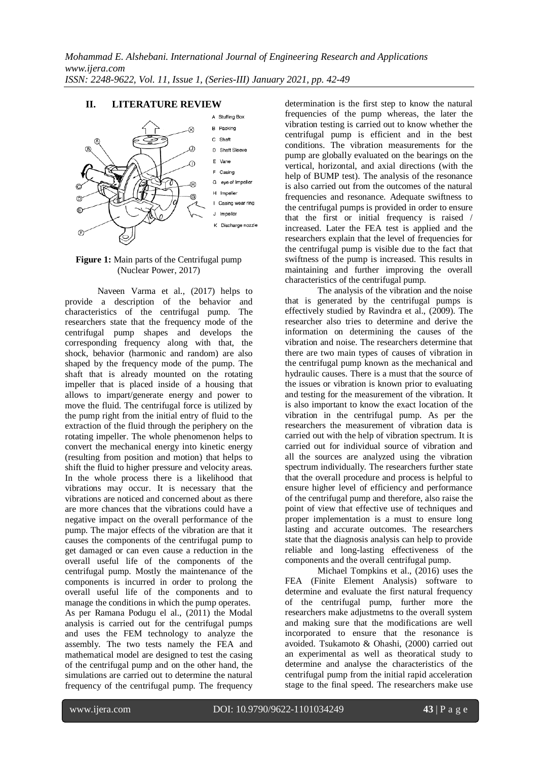## II. LITERATURE REVIEW

A Stuffing Box
B Packing
C Shaft
D Shaft Sleeve
E Vane
F Casing
G eye of Impeller
H Impeller
I Casing wear ring
J Impeller
K Discharge nozzle

**Figure 1:** Main parts of the Centrifugal pump (Nuclear Power, 2017)

Naveen Varma et al., (2017) helps to provide a description of the behavior and characteristics of the centrifugal pump. The researchers state that the frequency mode of the centrifugal pump shapes and develops the corresponding frequency along with that, the shock, behavior (harmonic and random) are also shaped by the frequency mode of the pump. The shaft that is already mounted on the rotating impeller that is placed inside of a housing that allows to impart/generate energy and power to move the fluid. The centrifugal force is utilized by the pump right from the initial entry of fluid to the extraction of the fluid through the periphery on the rotating impeller. The whole phenomenon helps to convert the mechanical energy into kinetic energy (resulting from position and motion) that helps to shift the fluid to higher pressure and velocity areas. In the whole process there is a likelihood that vibrations may occur. It is necessary that the vibrations are noticed and concerned about as there are more chances that the vibrations could have a negative impact on the overall performance of the pump. The major effects of the vibration are that it causes the components of the centrifugal pump to get damaged or can even cause a reduction in the overall useful life of the components of the centrifugal pump. Mostly the maintenance of the components is incurred in order to prolong the overall useful life of the components and to manage the conditions in which the pump operates.

As per Ramana Podugu el al., (2011) the Modal analysis is carried out for the centrifugal pumps and uses the FEM technology to analyze the assembly. The two tests namely the FEA and mathematical model are designed to test the casing of the centrifugal pump and on the other hand, the simulations are carried out to determine the natural frequency of the centrifugal pump. The frequency determination is the first step to know the natural frequencies of the pump whereas, the later the vibration testing is carried out to know whether the centrifugal pump is efficient and in the best conditions. The vibration measurements for the pump are globally evaluated on the bearings on the vertical, horizontal, and axial directions (with the help of BUMP test). The analysis of the resonance is also carried out from the outcomes of the natural frequencies and resonance. Adequate swiftness to the centrifugal pumps is provided in order to ensure that the first or initial frequency is raised / increased. Later the FEA test is applied and the researchers explain that the level of frequencies for the centrifugal pump is visible due to the fact that swiftness of the pump is increased. This results in maintaining and further improving the overall characteristics of the centrifugal pump.

The analysis of the vibration and the noise that is generated by the centrifugal pumps is effectively studied by Ravindra et al., (2009). The researcher also tries to determine and derive the information on determining the causes of the vibration and noise. The researchers determine that there are two main types of causes of vibration in the centrifugal pump known as the mechanical and hydraulic causes. There is a must that the source of the issues or vibration is known prior to evaluating and testing for the measurement of the vibration. It is also important to know the exact location of the vibration in the centrifugal pump. As per the researchers the measurement of vibration data is carried out with the help of vibration spectrum. It is carried out for individual source of vibration and all the sources are analyzed using the vibration spectrum individually. The researchers further state that the overall procedure and process is helpful to ensure higher level of efficiency and performance of the centrifugal pump and therefore, also raise the point of view that effective use of techniques and proper implementation is a must to ensure long lasting and accurate outcomes. The researchers state that the diagnosis analysis can help to provide reliable and long-lasting effectiveness of the components and the overall centrifugal pump.

Michael Tompkins et al., (2016) uses the FEA (Finite Element Analysis) software to determine and evaluate the first natural frequency of the centrifugal pump, further more the researchers make adjustmetns to the overall system and making sure that the modifications are well incorporated to ensure that the resonance is avoided. Tsukamoto & Ohashi, (2000) carried out an experimental as well as theoratical study to determine and analyse the characteristics of the centrifugal pump from the initial rapid acceleration stage to the final speed. The researchers make use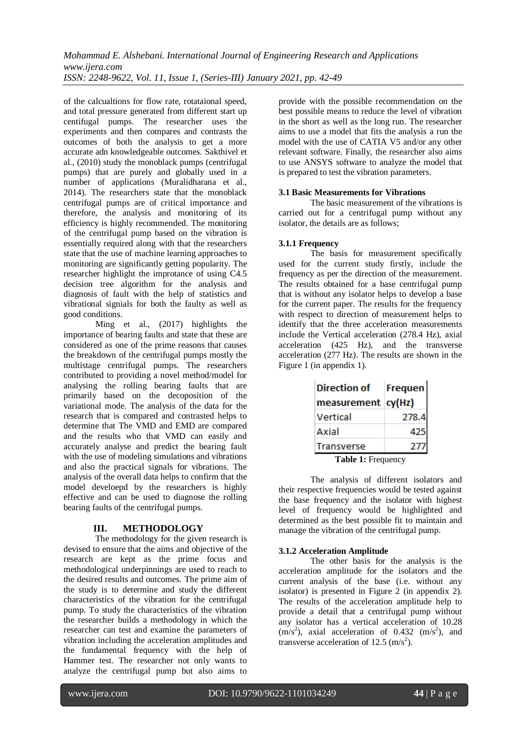of the calcualtions for flow rate, rotataional speed, and total pressure generated from different start up centifugal pumps. The researcher uses the experiments and then compares and contrasts the outcomes of both the analysis to get a more accurate adn knowledgeable outcomes. Sakthivel et al., (2010) study the monoblack pumps (centrifugal pumps) that are purely and globally used in a number of applications (Muralidharana et al., 2014). The researchers state that the monoblack centrifugal pumps are of critical importance and therefore, the analysis and monitoring of its efficiency is highly recommended. The monitoring of the centrifugal pump based on the vibration is essentially required along with that the researchers state that the use of machine learning approaches to monitoring are significantly getting popularity. The researcher highlight the improtance of using C4.5 decision tree algorithm for the analysis and diagnosis of fault with the help of statistics and vibrational signials for both the faulty as well as good conditions.

Ming et al., (2017) highlights the importance of bearing faults and state that these are considered as one of the prime reasons that causes the breakdown of the centrifugal pumps mostly the multistage centrifugal pumps. The researchers contributed to providing a novel method/model for analysing the rolling bearing faults that are primarily based on the decoposition of the variational mode. The analysis of the data for the research that is compared and contrasted helps to determine that The VMD and EMD are compared and the results who that VMD can easily and accurately analyse and predict the bearing fault with the use of modeling simulations and vibrations and also the practical signals for vibrations. The analysis of the overall data helps to confirm that the model develoepd by the researchers is highly effective and can be used to diagnose the rolling bearing faults of the centrifugal pumps.

## III. METHODOLOGY

The methodology for the given research is devised to ensure that the aims and objective of the research are kept as the prime focus and methodological underpinnings are used to reach to the desired results and outcomes. The prime aim of the study is to determine and study the different characteristics of the vibration for the centrifugal pump. To study the characteristics of the vibration the researcher builds a methodology in which the researcher can test and examine the parameters of vibration including the acceleration amplitudes and the fundamental frequency with the help of Hammer test. The researcher not only wants to analyze the centrifugal pump but also aims to provide with the possible recommendation on the best possible means to reduce the level of vibration in the short as well as the long run. The researcher aims to use a model that fits the analysis a run the model with the use of CATIA V5 and/or any other relevant software. Finally, the researcher also aims to use ANSYS software to analyze the model that is prepared to test the vibration parameters.

### 3.1 Basic Measurements for Vibrations

The basic measurement of the vibrations is carried out for a centrifugal pump without any isolator, the details are as follows;

#### 3.1.1 Frequency

The basis for measurement specifically used for the current study firstly, include the frequency as per the direction of the measurement. The results obtained for a base centrifugal pump that is without any isolator helps to develop a base for the current paper. The results for the frequency with respect to direction of measurement helps to identify that the three acceleration measurements include the Vertical acceleration (278.4 Hz), axial acceleration (425 Hz), and the transverse acceleration (277 Hz). The results are shown in the Figure 1 (in appendix 1).

| Direction of measurement | Frequency(Hz) |
|---|---|
| Vertical | 278.4 |
| Axial | 425 |
| Transverse | 277 |

**Table 1:** Frequency

The analysis of different isolators and their respective frequencies would be tested against the base frequency and the isolator with highest level of frequency would be highlighted and determined as the best possible fit to maintain and manage the vibration of the centrifugal pump.

#### 3.1.2 Acceleration Amplitude

The other basis for the analysis is the acceleration amplitude for the isolators and the current analysis of the base (i.e. without any isolator) is presented in Figure 2 (in appendix 2). The results of the acceleration amplitude help to provide a detail that a centrifugal pump without any isolator has a vertical acceleration of 10.28 ($m/s^2$), axial acceleration of 0.432 ($m/s^2$), and transverse acceleration of 12.5 ($m/s^2$).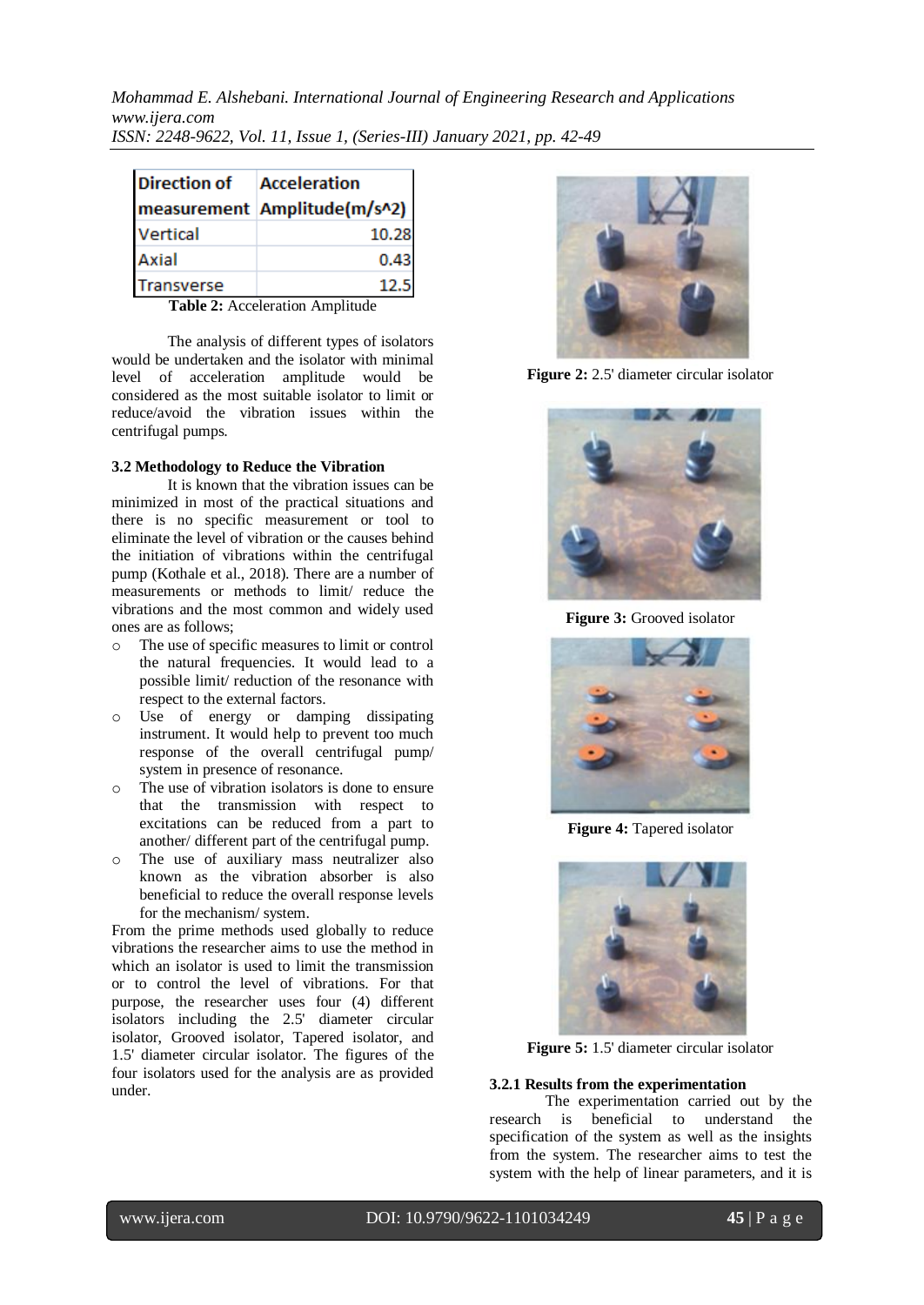| Direction of measurement | Acceleration Amplitude(m/s^2) |
|---|---|
| Vertical | 10.28 |
| Axial | 0.43 |
| Transverse | 12.5 |

**Table 2:** Acceleration Amplitude

The analysis of different types of isolators would be undertaken and the isolator with minimal level of acceleration amplitude would be considered as the most suitable isolator to limit or reduce/avoid the vibration issues within the centrifugal pumps.

### 3.2 Methodology to Reduce the Vibration

It is known that the vibration issues can be minimized in most of the practical situations and there is no specific measurement or tool to eliminate the level of vibration or the causes behind the initiation of vibrations within the centrifugal pump (Kothale et al., 2018). There are a number of measurements or methods to limit/ reduce the vibrations and the most common and widely used ones are as follows;

- The use of specific measures to limit or control the natural frequencies. It would lead to a possible limit/ reduction of the resonance with respect to the external factors.
- Use of energy or damping dissipating instrument. It would help to prevent too much response of the overall centrifugal pump/ system in presence of resonance.
- The use of vibration isolators is done to ensure that the transmission with respect to excitations can be reduced from a part to another/ different part of the centrifugal pump.
- The use of auxiliary mass neutralizer also known as the vibration absorber is also beneficial to reduce the overall response levels for the mechanism/ system.

From the prime methods used globally to reduce vibrations the researcher aims to use the method in which an isolator is used to limit the transmission or to control the level of vibrations. For that purpose, the researcher uses four (4) different isolators including the 2.5' diameter circular isolator, Grooved isolator, Tapered isolator, and 1.5' diameter circular isolator. The figures of the four isolators used for the analysis are as provided under.

**Figure 2:** 2.5' diameter circular isolator

**Figure 3:** Grooved isolator

**Figure 4:** Tapered isolator

**Figure 5:** 1.5' diameter circular isolator

#### 3.2.1 Results from the experimentation

The experimentation carried out by the research is beneficial to understand the specification of the system as well as the insights from the system. The researcher aims to test the system with the help of linear parameters, and it is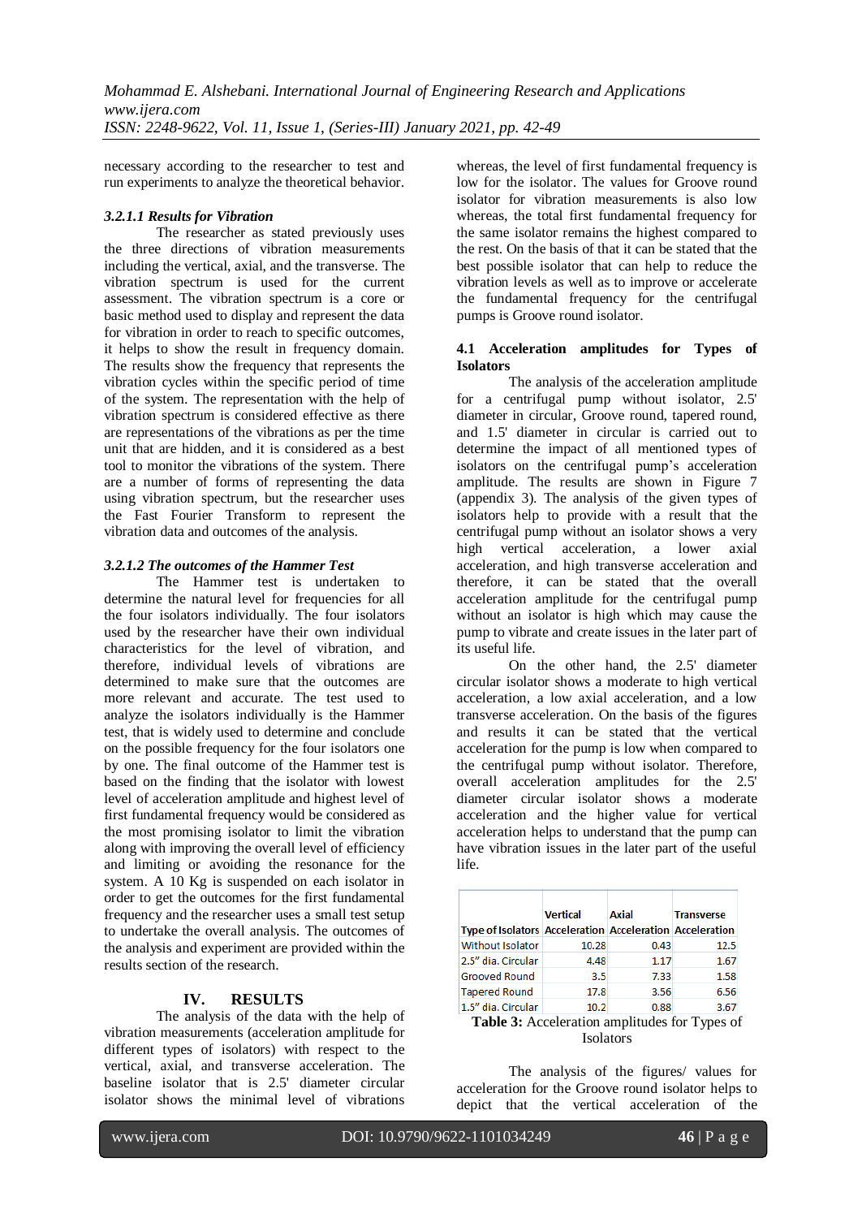necessary according to the researcher to test and run experiments to analyze the theoretical behavior.

#### *3.2.1.1 Results for Vibration*

The researcher as stated previously uses the three directions of vibration measurements including the vertical, axial, and the transverse. The vibration spectrum is used for the current assessment. The vibration spectrum is a core or basic method used to display and represent the data for vibration in order to reach to specific outcomes, it helps to show the result in frequency domain. The results show the frequency that represents the vibration cycles within the specific period of time of the system. The representation with the help of vibration spectrum is considered effective as there are representations of the vibrations as per the time unit that are hidden, and it is considered as a best tool to monitor the vibrations of the system. There are a number of forms of representing the data using vibration spectrum, but the researcher uses the Fast Fourier Transform to represent the vibration data and outcomes of the analysis.

#### *3.2.1.2 The outcomes of the Hammer Test*

The Hammer test is undertaken to determine the natural level for frequencies for all the four isolators individually. The four isolators used by the researcher have their own individual characteristics for the level of vibration, and therefore, individual levels of vibrations are determined to make sure that the outcomes are more relevant and accurate. The test used to analyze the isolators individually is the Hammer test, that is widely used to determine and conclude on the possible frequency for the four isolators one by one. The final outcome of the Hammer test is based on the finding that the isolator with lowest level of acceleration amplitude and highest level of first fundamental frequency would be considered as the most promising isolator to limit the vibration along with improving the overall level of efficiency and limiting or avoiding the resonance for the system. A 10 Kg is suspended on each isolator in order to get the outcomes for the first fundamental frequency and the researcher uses a small test setup to undertake the overall analysis. The outcomes of the analysis and experiment are provided within the results section of the research.

## IV. RESULTS

The analysis of the data with the help of vibration measurements (acceleration amplitude for different types of isolators) with respect to the vertical, axial, and transverse acceleration. The baseline isolator that is 2.5' diameter circular isolator shows the minimal level of vibrations whereas, the level of first fundamental frequency is low for the isolator. The values for Groove round isolator for vibration measurements is also low whereas, the total first fundamental frequency for the same isolator remains the highest compared to the rest. On the basis of that it can be stated that the best possible isolator that can help to reduce the vibration levels as well as to improve or accelerate the fundamental frequency for the centrifugal pumps is Groove round isolator.

### 4.1 Acceleration amplitudes for Types of Isolators

The analysis of the acceleration amplitude for a centrifugal pump without isolator, 2.5' diameter in circular, Groove round, tapered round, and 1.5' diameter in circular is carried out to determine the impact of all mentioned types of isolators on the centrifugal pump's acceleration amplitude. The results are shown in Figure 7 (appendix 3). The analysis of the given types of isolators help to provide with a result that the centrifugal pump without an isolator shows a very high vertical acceleration, a lower axial acceleration, and high transverse acceleration and therefore, it can be stated that the overall acceleration amplitude for the centrifugal pump without an isolator is high which may cause the pump to vibrate and create issues in the later part of its useful life.

On the other hand, the 2.5' diameter circular isolator shows a moderate to high vertical acceleration, a low axial acceleration, and a low transverse acceleration. On the basis of the figures and results it can be stated that the vertical acceleration for the pump is low when compared to the centrifugal pump without isolator. Therefore, overall acceleration amplitudes for the 2.5' diameter circular isolator shows a moderate acceleration and the higher value for vertical acceleration helps to understand that the pump can have vibration issues in the later part of the useful life.

| Type of Isolators | Vertical Acceleration | Axial Acceleration | Transverse Acceleration |
|---|---|---|---|
| Without Isolator | 10.28 | 0.43 | 12.5 |
| 2.5" dia. Circular | 4.48 | 1.17 | 1.67 |
| Grooved Round | 3.5 | 7.33 | 1.58 |
| Tapered Round | 17.8 | 3.56 | 6.56 |
| 1.5" dia. Circular | 10.2 | 0.88 | 3.67 |

**Table 3:** Acceleration amplitudes for Types of Isolators

The analysis of the figures/ values for acceleration for the Groove round isolator helps to depict that the vertical acceleration of the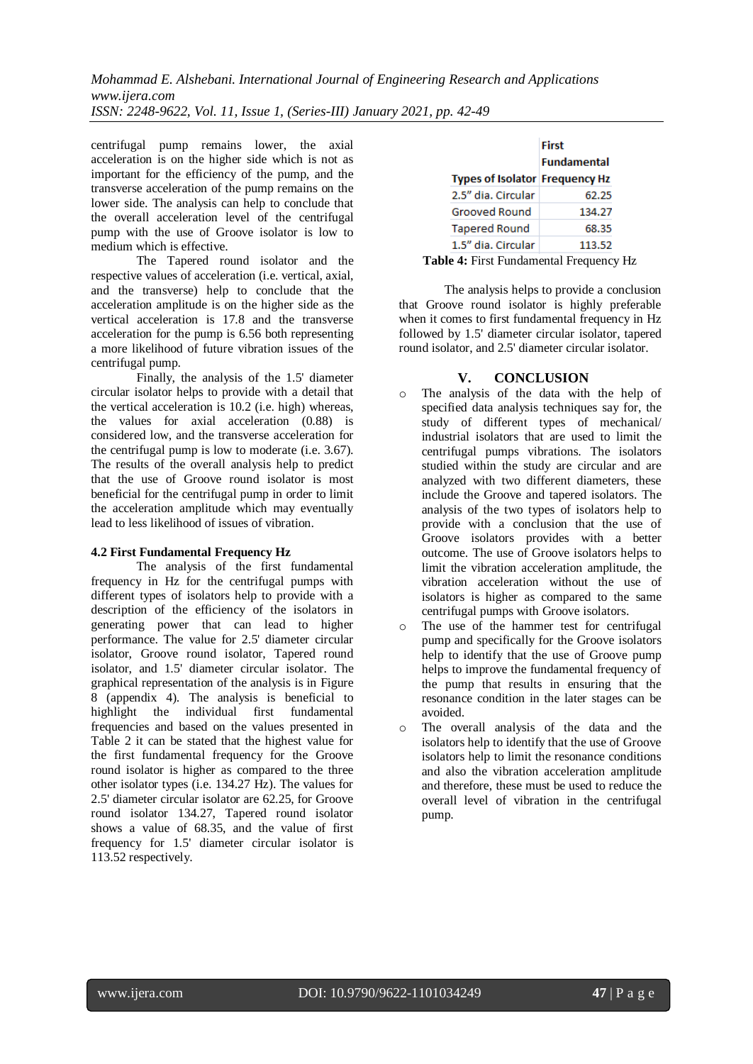centrifugal pump remains lower, the axial acceleration is on the higher side which is not as important for the efficiency of the pump, and the transverse acceleration of the pump remains on the lower side. The analysis can help to conclude that the overall acceleration level of the centrifugal pump with the use of Groove isolator is low to medium which is effective.

The Tapered round isolator and the respective values of acceleration (i.e. vertical, axial, and the transverse) help to conclude that the acceleration amplitude is on the higher side as the vertical acceleration is 17.8 and the transverse acceleration for the pump is 6.56 both representing a more likelihood of future vibration issues of the centrifugal pump.

Finally, the analysis of the 1.5' diameter circular isolator helps to provide with a detail that the vertical acceleration is 10.2 (i.e. high) whereas, the values for axial acceleration (0.88) is considered low, and the transverse acceleration for the centrifugal pump is low to moderate (i.e. 3.67). The results of the overall analysis help to predict that the use of Groove round isolator is most beneficial for the centrifugal pump in order to limit the acceleration amplitude which may eventually lead to less likelihood of issues of vibration.

#### 4.2 First Fundamental Frequency Hz

The analysis of the first fundamental frequency in Hz for the centrifugal pumps with different types of isolators help to provide with a description of the efficiency of the isolators in generating power that can lead to higher performance. The value for 2.5' diameter circular isolator, Groove round isolator, Tapered round isolator, and 1.5' diameter circular isolator. The graphical representation of the analysis is in Figure 8 (appendix 4). The analysis is beneficial to highlight the individual first fundamental frequencies and based on the values presented in Table 2 it can be stated that the highest value for the first fundamental frequency for the Groove round isolator is higher as compared to the three other isolator types (i.e. 134.27 Hz). The values for 2.5' diameter circular isolator are 62.25, for Groove round isolator 134.27, Tapered round isolator shows a value of 68.35, and the value of first frequency for 1.5' diameter circular isolator is 113.52 respectively.

| Types of Isolator | First Fundamental Frequency Hz |
|---|---|
| 2.5" dia. Circular | 62.25 |
| Grooved Round | 134.27 |
| Tapered Round | 68.35 |
| 1.5" dia. Circular | 113.52 |

**Table 4:** First Fundamental Frequency Hz

The analysis helps to provide a conclusion that Groove round isolator is highly preferable when it comes to first fundamental frequency in Hz followed by 1.5' diameter circular isolator, tapered round isolator, and 2.5' diameter circular isolator.

## V. CONCLUSION

- The analysis of the data with the help of specified data analysis techniques say for, the study of different types of mechanical/ industrial isolators that are used to limit the centrifugal pumps vibrations. The isolators studied within the study are circular and are analyzed with two different diameters, these include the Groove and tapered isolators. The analysis of the two types of isolators help to provide with a conclusion that the use of Groove isolators provides with a better outcome. The use of Groove isolators helps to limit the vibration acceleration amplitude, the vibration acceleration without the use of isolators is higher as compared to the same centrifugal pumps with Groove isolators.
- The use of the hammer test for centrifugal pump and specifically for the Groove isolators help to identify that the use of Groove pump helps to improve the fundamental frequency of the pump that results in ensuring that the resonance condition in the later stages can be avoided.
- The overall analysis of the data and the isolators help to identify that the use of Groove isolators help to limit the resonance conditions and also the vibration acceleration amplitude and therefore, these must be used to reduce the overall level of vibration in the centrifugal pump.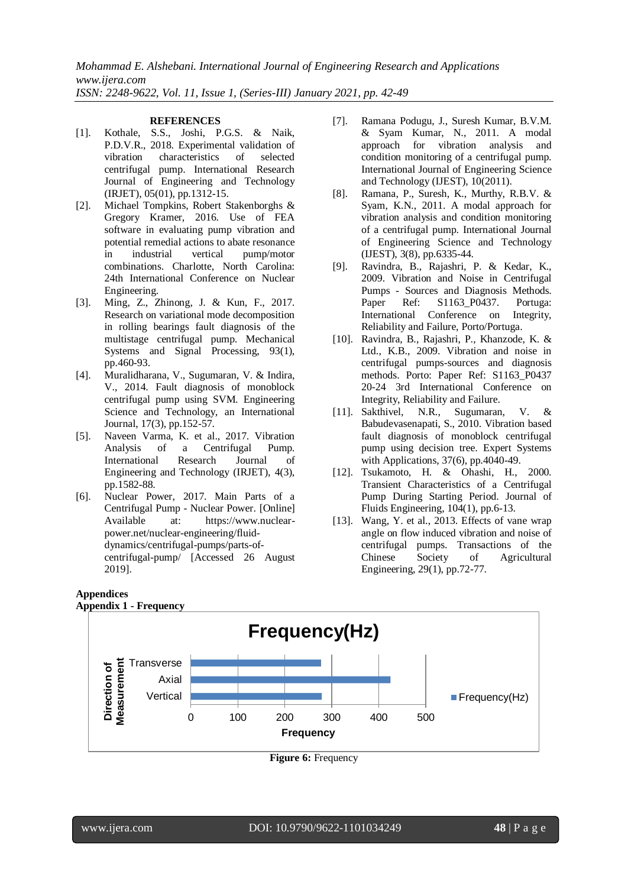## REFERENCES

[1]. Kothale, S.S., Joshi, P.G.S. & Naik, P.D.V.R., 2018. Experimental validation of vibration characteristics of selected centrifugal pump. International Research Journal of Engineering and Technology (IRJET), 05(01), pp.1312-15.

[2]. Michael Tompkins, Robert Stakenborghs & Gregory Kramer, 2016. Use of FEA software in evaluating pump vibration and potential remedial actions to abate resonance in industrial vertical pump/motor combinations. Charlotte, North Carolina: 24th International Conference on Nuclear Engineering.

[3]. Ming, Z., Zhinong, J. & Kun, F., 2017. Research on variational mode decomposition in rolling bearings fault diagnosis of the multistage centrifugal pump. Mechanical Systems and Signal Processing, 93(1), pp.460-93.

[4]. Muralidharana, V., Sugumaran, V. & Indira, V., 2014. Fault diagnosis of monoblock centrifugal pump using SVM. Engineering Science and Technology, an International Journal, 17(3), pp.152-57.

[5]. Naveen Varma, K. et al., 2017. Vibration Analysis of a Centrifugal Pump. International Research Journal of Engineering and Technology (IRJET), 4(3), pp.1582-88.

[6]. Nuclear Power, 2017. Main Parts of a Centrifugal Pump - Nuclear Power. [Online] Available at: https://www.nuclear-power.net/nuclear-engineering/fluid-dynamics/centrifugal-pumps/parts-of-centrifugal-pump/ [Accessed 26 August 2019].

[7]. Ramana Podugu, J., Suresh Kumar, B.V.M. & Syam Kumar, N., 2011. A modal approach for vibration analysis and condition monitoring of a centrifugal pump. International Journal of Engineering Science and Technology (IJEST), 10(2011).

[8]. Ramana, P., Suresh, K., Murthy, R.B.V. & Syam, K.N., 2011. A modal approach for vibration analysis and condition monitoring of a centrifugal pump. International Journal of Engineering Science and Technology (IJEST), 3(8), pp.6335-44.

[9]. Ravindra, B., Rajashri, P. & Kedar, K., 2009. Vibration and Noise in Centrifugal Pumps - Sources and Diagnosis Methods. Paper Ref: S1163_P0437. Portuga: International Conference on Integrity, Reliability and Failure, Porto/Portuga.

[10]. Ravindra, B., Rajashri, P., Khanzode, K. & Ltd., K.B., 2009. Vibration and noise in centrifugal pumps-sources and diagnosis methods. Porto: Paper Ref: S1163_P0437 20-24 3rd International Conference on Integrity, Reliability and Failure.

[11]. Sakthivel, N.R., Sugumaran, V. & Babudevasenapati, S., 2010. Vibration based fault diagnosis of monoblock centrifugal pump using decision tree. Expert Systems with Applications, 37(6), pp.4040-49.

[12]. Tsukamoto, H. & Ohashi, H., 2000. Transient Characteristics of a Centrifugal Pump During Starting Period. Journal of Fluids Engineering, 104(1), pp.6-13.

[13]. Wang, Y. et al., 2013. Effects of vane wrap angle on flow induced vibration and noise of centrifugal pumps. Transactions of the Chinese Society of Agricultural Engineering, 29(1), pp.72-77.

## Appendices

### Appendix 1 - Frequency

Frequency(Hz)

Direction of Measurement

Transverse

Axial

Vertical

0 100 200 300 400 500

Frequency

Frequency(Hz)

**Figure 6:** Frequency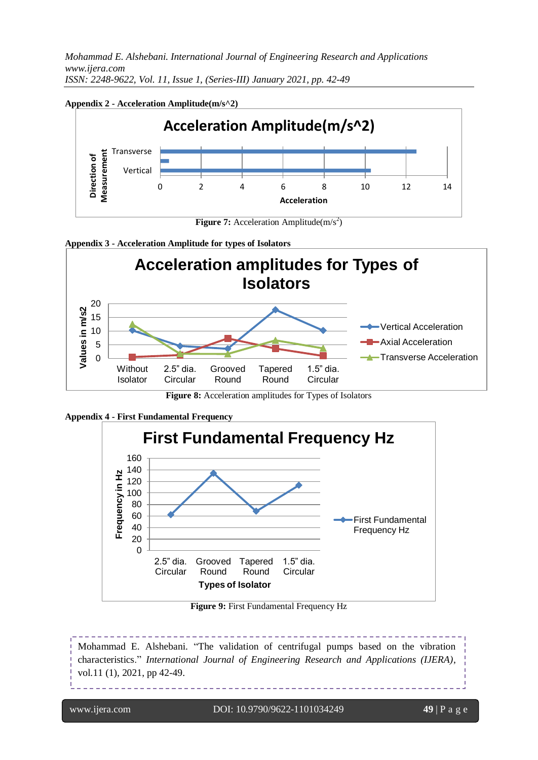**Appendix 2 - Acceleration Amplitude(m/s^2)**

Acceleration Amplitude(m/s^2)

Direction of Measurement

Transverse

Vertical

0 2 4 6 8 10 12 14

Acceleration

**Figure 7:** Acceleration Amplitude(m/s$^2$)

**Appendix 3 - Acceleration Amplitude for types of Isolators**

Acceleration amplitudes for Types of Isolators

Values in m/s2

20 15 10 5 0

Without Isolator, 2.5" dia. Circular, Grooved Round, Tapered Round, 1.5" dia. Circular

Vertical Acceleration

Axial Acceleration

Transverse Acceleration

**Figure 8:** Acceleration amplitudes for Types of Isolators

**Appendix 4 - First Fundamental Frequency**

First Fundamental Frequency Hz

Frequency in Hz

160 140 120 100 80 60 40 20 0

2.5" dia. Circular, Grooved Round, Tapered Round, 1.5" dia. Circular

Types of Isolator

First Fundamental Frequency Hz

**Figure 9:** First Fundamental Frequency Hz

Mohammad E. Alshebani. "The validation of centrifugal pumps based on the vibration characteristics." *International Journal of Engineering Research and Applications (IJERA)*, vol.11 (1), 2021, pp 42-49.